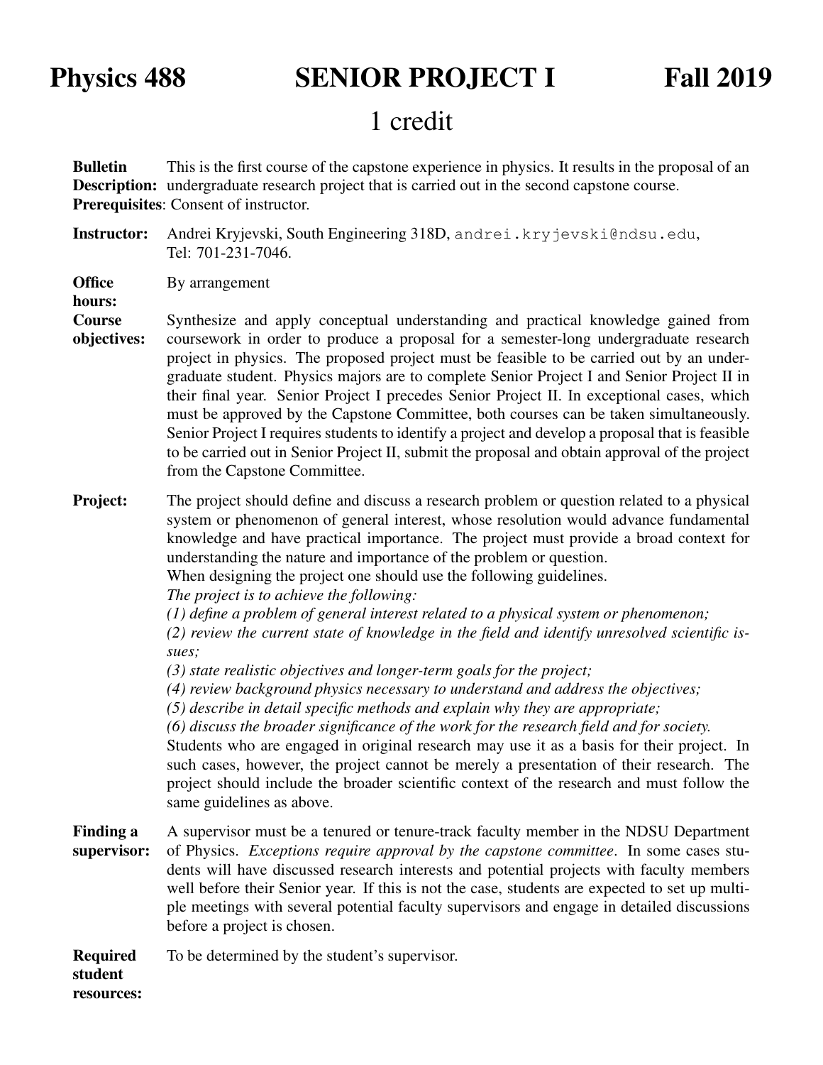# Physics 488 SENIOR PROJECT I Fall 2019

## 1 credit

**Bulletin Description:** This is the first course of the capstone experience in physics. It results in the proposal of an undergraduate research project that is carried out in the second capstone course.

**Prerequisites**: Consent of instructor.

**Instructor:** Andrei Kryjevski, South Engineering 318D, andrei.kryjevski@ndsu.edu, Tel: 701-231-7046.

**Office hours:** By arrangement

**Course objectives:** Synthesize and apply conceptual understanding and practical knowledge gained from coursework in order to produce a proposal for a semester-long undergraduate research project in physics. The proposed project must be feasible to be carried out by an undergraduate student. Physics majors are to complete Senior Project I and Senior Project II in their final year. Senior Project I precedes Senior Project II. In exceptional cases, which must be approved by the Capstone Committee, both courses can be taken simultaneously. Senior Project I requires students to identify a project and develop a proposal that is feasible to be carried out in Senior Project II, submit the proposal and obtain approval of the project from the Capstone Committee.

**Project:** The project should define and discuss a research problem or question related to a physical system or phenomenon of general interest, whose resolution would advance fundamental knowledge and have practical importance. The project must provide a broad context for understanding the nature and importance of the problem or question.
When designing the project one should use the following guidelines.
*The project is to achieve the following:*
*(1) define a problem of general interest related to a physical system or phenomenon;*
*(2) review the current state of knowledge in the field and identify unresolved scientific issues;*
*(3) state realistic objectives and longer-term goals for the project;*
*(4) review background physics necessary to understand and address the objectives;*
*(5) describe in detail specific methods and explain why they are appropriate;*
*(6) discuss the broader significance of the work for the research field and for society.*
Students who are engaged in original research may use it as a basis for their project. In such cases, however, the project cannot be merely a presentation of their research. The project should include the broader scientific context of the research and must follow the same guidelines as above.

**Finding a supervisor:** A supervisor must be a tenured or tenure-track faculty member in the NDSU Department of Physics. *Exceptions require approval by the capstone committee*. In some cases students will have discussed research interests and potential projects with faculty members well before their Senior year. If this is not the case, students are expected to set up multiple meetings with several potential faculty supervisors and engage in detailed discussions before a project is chosen.

**Required student resources:** To be determined by the student's supervisor.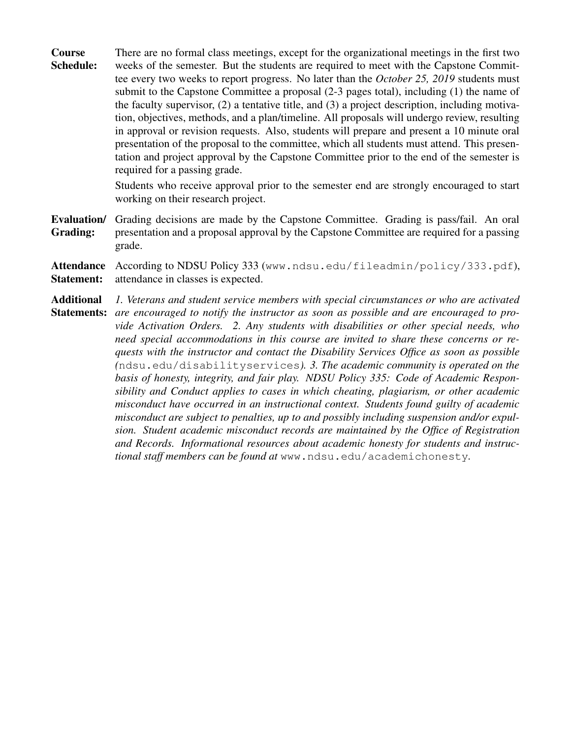**Course Schedule:** There are no formal class meetings, except for the organizational meetings in the first two weeks of the semester. But the students are required to meet with the Capstone Committee every two weeks to report progress. No later than the *October 25, 2019* students must submit to the Capstone Committee a proposal (2-3 pages total), including (1) the name of the faculty supervisor, (2) a tentative title, and (3) a project description, including motivation, objectives, methods, and a plan/timeline. All proposals will undergo review, resulting in approval or revision requests. Also, students will prepare and present a 10 minute oral presentation of the proposal to the committee, which all students must attend. This presentation and project approval by the Capstone Committee prior to the end of the semester is required for a passing grade.

Students who receive approval prior to the semester end are strongly encouraged to start working on their research project.

**Evaluation/ Grading:** Grading decisions are made by the Capstone Committee. Grading is pass/fail. An oral presentation and a proposal approval by the Capstone Committee are required for a passing grade.

**Attendance Statement:** According to NDSU Policy 333 (`www.ndsu.edu/fileadmin/policy/333.pdf`), attendance in classes is expected.

**Additional Statements:** *1. Veterans and student service members with special circumstances or who are activated are encouraged to notify the instructor as soon as possible and are encouraged to provide Activation Orders. 2. Any students with disabilities or other special needs, who need special accommodations in this course are invited to share these concerns or requests with the instructor and contact the Disability Services Office as soon as possible (*`ndsu.edu/disabilityservices`*). 3. The academic community is operated on the basis of honesty, integrity, and fair play. NDSU Policy 335: Code of Academic Responsibility and Conduct applies to cases in which cheating, plagiarism, or other academic misconduct have occurred in an instructional context. Students found guilty of academic misconduct are subject to penalties, up to and possibly including suspension and/or expulsion. Student academic misconduct records are maintained by the Office of Registration and Records. Informational resources about academic honesty for students and instructional staff members can be found at* `www.ndsu.edu/academichonesty`.